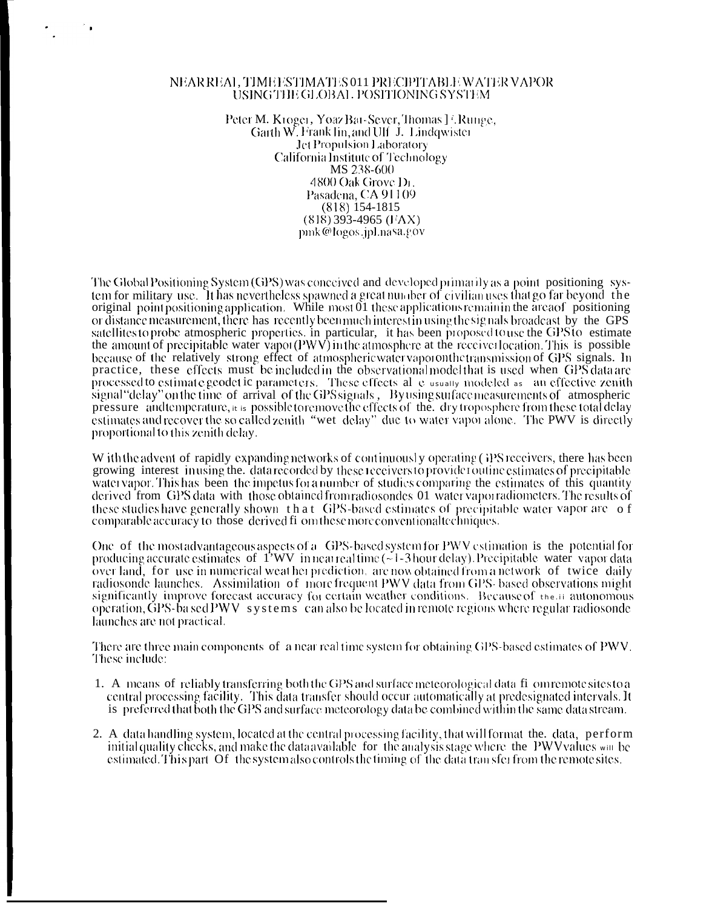# NEAR REAL TIME ESTIMATES 011 PRECIPITABLE WATER VAPOR USING THE GLOBAL POSITIONING SYSTEM

Peter M. Kroger, Yoaz Bar-Sever, Thomas F. Runge, Garth W. Franklin, and Ulf J. Lindqwister
Jet Propulsion Laboratory
California Institute of Technology
MS 238-600
4800 Oak Grove Dr.
Pasadena, CA 91109
(818) 154-1815
(818) 393-4965 (FAX)
pmk@logos.jpl.nasa.gov

The Global Positioning System (GPS) was conceived and developed primarily as a point positioning system for military use. It has nevertheless spawned a great number of civilian uses that go far beyond the original point positioning application. While most 01 these applications remain in the area of positioning or distance measurement, there has recently been much interest in using the signals broadcast by the GPS satellites to probe atmospheric properties. in particular, it has been proposed to use the GPS to estimate the amount of precipitable water vapor (PWV) in the atmosphere at the receiver location. This is possible because of the relatively strong effect of atmospheric water vapor on the transmission of GPS signals. In practice, these effects must be included in the observational model that is used when GPS data are processed to estimate geodetic parameters. These effects al e usually modeled as an effective zenith signal "delay" on the time of arrival of the GPS signals, By using surface measurements of atmospheric pressure and temperature, it is possible to remove the effects of the. dry troposphere from these total delay estimates and recover the so called zenith "wet delay" due to water vapor alone. The PWV is directly proportional to this zenith delay.

With the advent of rapidly expanding networks of continuously operating GPS receivers, there has been growing interest in using the. data recorded by these receivers to provide routine estimates of precipitable water vapor. This has been the impetus for a number of studies comparing the estimates of this quantity derived from GPS data with those obtained from radiosondes 01 water vapor radiometers. The results of these studies have generally shown that GPS-based estimates of precipitable water vapor are of comparable accuracy to those derived from these more conventional techniques.

One of the most advantageous aspects of a GPS-based system for PWV estimation is the potential for producing accurate estimates of PWV in near real time (~1-3 hour delay). Precipitable water vapor data over land, for use in numerical weather prediction, are now obtained from a network of twice daily radiosonde launches. Assimilation of more frequent PWV data from GPS-based observations might significantly improve forecast accuracy for certain weather conditions. Because of their autonomous operation, GPS-based PWV systems can also be located in remote regions where regular radiosonde launches are not practical.

There are three main components of a near real time system for obtaining GPS-based estimates of PWV. These include:

1. A means of reliably transferring both the GPS and surface meteorological data from remote sites to a central processing facility. This data transfer should occur automatically at predesignated intervals. It is preferred that both the GPS and surface meteorology data be combined within the same data stream.

2. A data handling system, located at the central processing facility, that will format the. data, perform initial quality checks, and make the data available for the analysis stage where the PWV values will be estimated. This part Of the system also controls the timing of the data transfer from the remote sites.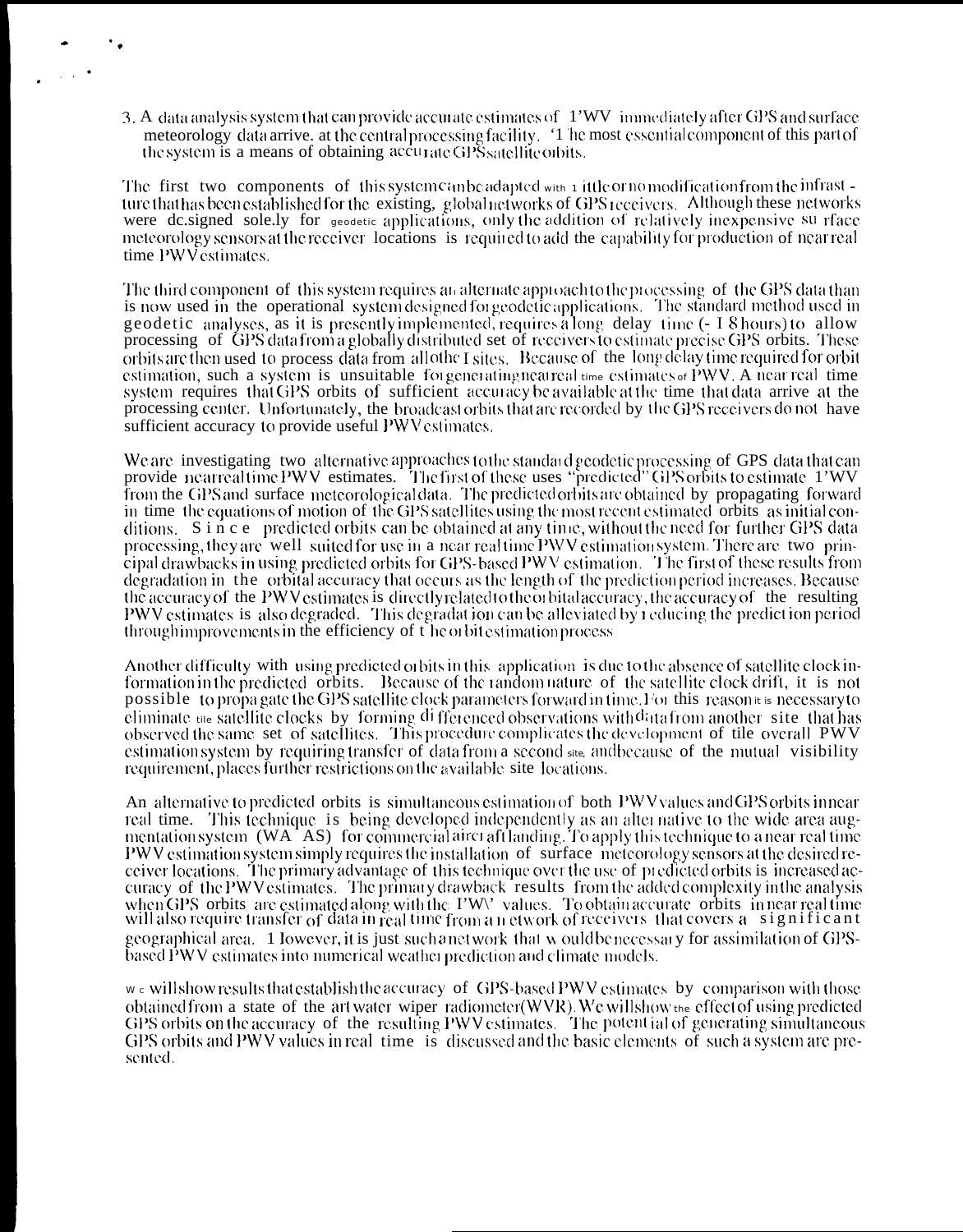3. A data analysis system that can provide accurate estimates of PWV immediately after GPS and surface meteorology data arrive at the central processing facility. The most essential component of this part of the system is a means of obtaining accurate GPS satellite orbits.

The first two components of this system can be adapted with little or no modification from the infrastructure that has been established for the existing, global networks of GPS receivers. Although these networks were designed solely for geodetic applications, only the addition of relatively inexpensive surface meteorology sensors at the receiver locations is required to add the capability for production of near real time PWV estimates.

The third component of this system requires an alternate approach to the processing of the GPS data than is now used in the operational system designed for geodetic applications. The standard method used in geodetic analyses, as it is presently implemented, requires a long delay time (~18 hours) to allow processing of GPS data from a globally distributed set of receivers to estimate precise GPS orbits. These orbits are then used to process data from all other sites. Because of the long delay time required for orbit estimation, such a system is unsuitable for generating near real time estimates of PWV. A near real time system requires that GPS orbits of sufficient accuracy be available at the time that data arrive at the processing center. Unfortunately, the broadcast orbits that are recorded by the GPS receivers do not have sufficient accuracy to provide useful PWV estimates.

We are investigating two alternative approaches to the standard geodetic processing of GPS data that can provide near real time PWV estimates. The first of these uses "predicted" GPS orbits to estimate PWV from the GPS and surface meteorological data. The predicted orbits are obtained by propagating forward in time the equations of motion of the GPS satellites using the most recent estimated orbits as initial conditions. Since predicted orbits can be obtained at any time, without the need for further GPS data processing, they are well suited for use in a near real time PWV estimation system. There are two principal drawbacks in using predicted orbits for GPS-based PWV estimation. The first of these results from degradation in the orbital accuracy that occurs as the length of the prediction period increases. Because the accuracy of the PWV estimates is directly related to the orbital accuracy, the accuracy of the resulting PWV estimates is also degraded. This degradation can be alleviated by reducing the prediction period through improvements in the efficiency of the orbit estimation process.

Another difficulty with using predicted orbits in this application is due to the absence of satellite clock information in the predicted orbits. Because of the random nature of the satellite clock drift, it is not possible to propagate the GPS satellite clock parameters forward in time. For this reason it is necessary to eliminate the satellite clocks by forming differenced observations with data from another site that has observed the same set of satellites. This procedure complicates the development of the overall PWV estimation system by requiring transfer of data from a second site, and because of the mutual visibility requirement, places further restrictions on the available site locations.

An alternative to predicted orbits is simultaneous estimation of both PWV values and GPS orbits in near real time. This technique is being developed independently as an alternative to the wide area augmentation system (WAAS) for commercial aircraft landing. To apply this technique to a near real time PWV estimation system simply requires the installation of surface meteorology sensors at the desired receiver locations. The primary advantage of this technique over the use of predicted orbits is increased accuracy of the PWV estimates. The primary drawback results from the added complexity in the analysis when GPS orbits are estimated along with the PWV values. To obtain accurate orbits in near real time will also require transfer of data in real time from a network of receivers that covers a significant geographical area. However, it is just such a network that would be necessary for assimilation of GPS-based PWV estimates into numerical weather prediction and climate models.

We will show results that establish the accuracy of GPS-based PWV estimates by comparison with those obtained from a state of the art water vapor radiometer (WVR). We will show the effect of using predicted GPS orbits on the accuracy of the resulting PWV estimates. The potential of generating simultaneous GPS orbits and PWV values in real time is discussed and the basic elements of such a system are presented.